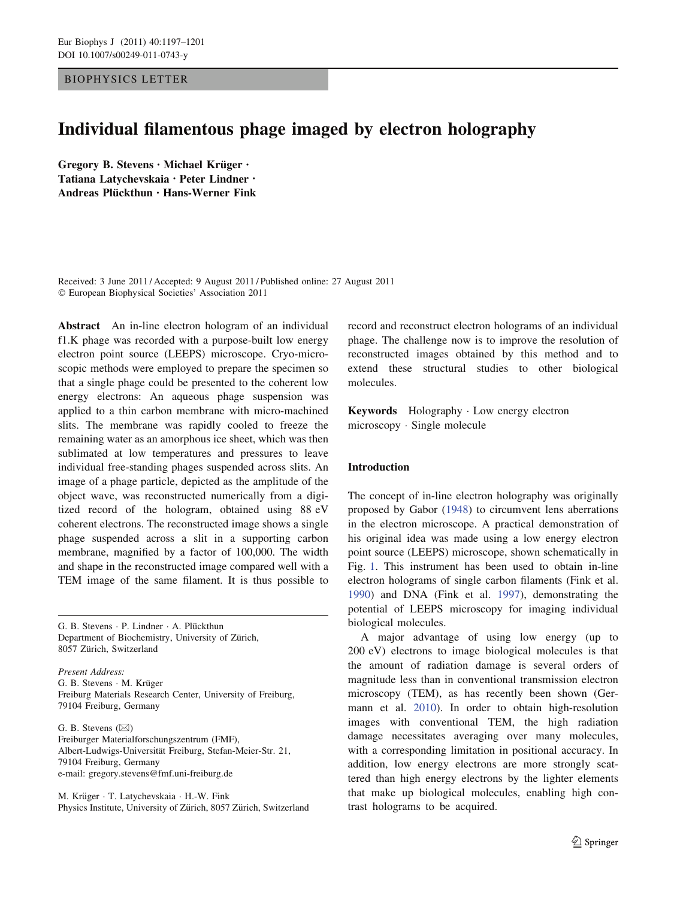BIOPHYSICS LETTER

# Individual filamentous phage imaged by electron holography

**Gregory B. Stevens · Michael Krüger · Tatiana Latychevskaia · Peter Lindner · Andreas Plückthun · Hans-Werner Fink**

Received: 3 June 2011 / Accepted: 9 August 2011 / Published online: 27 August 2011
© European Biophysical Societies' Association 2011

**Abstract** An in-line electron hologram of an individual f1.K phage was recorded with a purpose-built low energy electron point source (LEEPS) microscope. Cryo-microscopic methods were employed to prepare the specimen so that a single phage could be presented to the coherent low energy electrons: An aqueous phage suspension was applied to a thin carbon membrane with micro-machined slits. The membrane was rapidly cooled to freeze the remaining water as an amorphous ice sheet, which was then sublimated at low temperatures and pressures to leave individual free-standing phages suspended across slits. An image of a phage particle, depicted as the amplitude of the object wave, was reconstructed numerically from a digitized record of the hologram, obtained using 88 eV coherent electrons. The reconstructed image shows a single phage suspended across a slit in a supporting carbon membrane, magnified by a factor of 100,000. The width and shape in the reconstructed image compared well with a TEM image of the same filament. It is thus possible to record and reconstruct electron holograms of an individual phage. The challenge now is to improve the resolution of reconstructed images obtained by this method and to extend these structural studies to other biological molecules.

**Keywords** Holography · Low energy electron microscopy · Single molecule

G. B. Stevens · P. Lindner · A. Plückthun
Department of Biochemistry, University of Zürich, 8057 Zürich, Switzerland

*Present Address:*
G. B. Stevens · M. Krüger
Freiburg Materials Research Center, University of Freiburg, 79104 Freiburg, Germany

G. B. Stevens (✉)
Freiburger Materialforschungszentrum (FMF), Albert-Ludwigs-Universität Freiburg, Stefan-Meier-Str. 21, 79104 Freiburg, Germany
e-mail: gregory.stevens@fmf.uni-freiburg.de

M. Krüger · T. Latychevskaia · H.-W. Fink
Physics Institute, University of Zürich, 8057 Zürich, Switzerland

## Introduction

The concept of in-line electron holography was originally proposed by Gabor (1948) to circumvent lens aberrations in the electron microscope. A practical demonstration of his original idea was made using a low energy electron point source (LEEPS) microscope, shown schematically in Fig. 1. This instrument has been used to obtain in-line electron holograms of single carbon filaments (Fink et al. 1990) and DNA (Fink et al. 1997), demonstrating the potential of LEEPS microscopy for imaging individual biological molecules.

A major advantage of using low energy (up to 200 eV) electrons to image biological molecules is that the amount of radiation damage is several orders of magnitude less than in conventional transmission electron microscopy (TEM), as has recently been shown (Germann et al. 2010). In order to obtain high-resolution images with conventional TEM, the high radiation damage necessitates averaging over many molecules, with a corresponding limitation in positional accuracy. In addition, low energy electrons are more strongly scattered than high energy electrons by the lighter elements that make up biological molecules, enabling high contrast holograms to be acquired.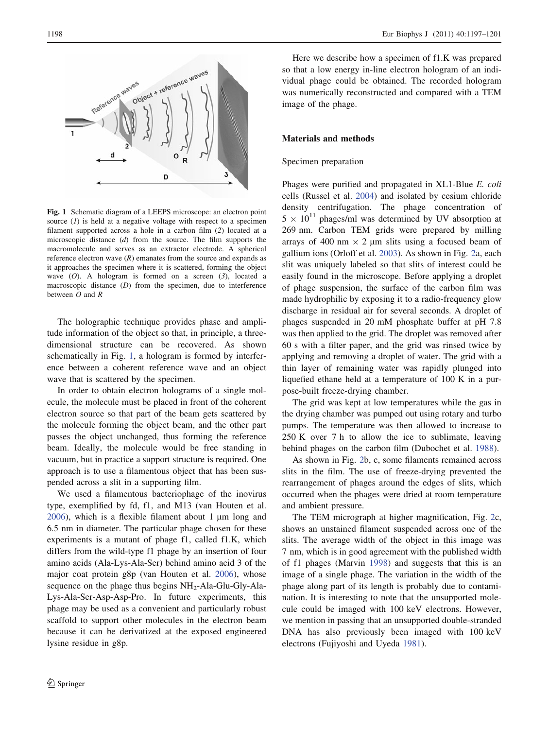Fig. 1 Schematic diagram of a LEEPS microscope: an electron point source (*1*) is held at a negative voltage with respect to a specimen filament supported across a hole in a carbon film (*2*) located at a microscopic distance (*d*) from the source. The film supports the macromolecule and serves as an extractor electrode. A spherical reference electron wave (*R*) emanates from the source and expands as it approaches the specimen where it is scattered, forming the object wave (*O*). A hologram is formed on a screen (*3*), located a macroscopic distance (*D*) from the specimen, due to interference between *O* and *R*

The holographic technique provides phase and amplitude information of the object so that, in principle, a three-dimensional structure can be recovered. As shown schematically in Fig. 1, a hologram is formed by interference between a coherent reference wave and an object wave that is scattered by the specimen.

In order to obtain electron holograms of a single molecule, the molecule must be placed in front of the coherent electron source so that part of the beam gets scattered by the molecule forming the object beam, and the other part passes the object unchanged, thus forming the reference beam. Ideally, the molecule would be free standing in vacuum, but in practice a support structure is required. One approach is to use a filamentous object that has been suspended across a slit in a supporting film.

We used a filamentous bacteriophage of the inovirus type, exemplified by fd, f1, and M13 (van Houten et al. 2006), which is a flexible filament about 1 μm long and 6.5 nm in diameter. The particular phage chosen for these experiments is a mutant of phage f1, called f1.K, which differs from the wild-type f1 phage by an insertion of four amino acids (Ala-Lys-Ala-Ser) behind amino acid 3 of the major coat protein g8p (van Houten et al. 2006), whose sequence on the phage thus begins $NH_2$-Ala-Glu-Gly-Ala-Lys-Ala-Ser-Asp-Asp-Pro. In future experiments, this phage may be used as a convenient and particularly robust scaffold to support other molecules in the electron beam because it can be derivatized at the exposed engineered lysine residue in g8p.

Here we describe how a specimen of f1.K was prepared so that a low energy in-line electron hologram of an individual phage could be obtained. The recorded hologram was numerically reconstructed and compared with a TEM image of the phage.

## Materials and methods

### Specimen preparation

Phages were purified and propagated in XL1-Blue *E. coli* cells (Russel et al. 2004) and isolated by cesium chloride density centrifugation. The phage concentration of $5 \times 10^{11}$ phages/ml was determined by UV absorption at 269 nm. Carbon TEM grids were prepared by milling arrays of 400 nm × 2 μm slits using a focused beam of gallium ions (Orloff et al. 2003). As shown in Fig. 2a, each slit was uniquely labeled so that slits of interest could be easily found in the microscope. Before applying a droplet of phage suspension, the surface of the carbon film was made hydrophilic by exposing it to a radio-frequency glow discharge in residual air for several seconds. A droplet of phages suspended in 20 mM phosphate buffer at pH 7.8 was then applied to the grid. The droplet was removed after 60 s with a filter paper, and the grid was rinsed twice by applying and removing a droplet of water. The grid with a thin layer of remaining water was rapidly plunged into liquefied ethane held at a temperature of 100 K in a purpose-built freeze-drying chamber.

The grid was kept at low temperatures while the gas in the drying chamber was pumped out using rotary and turbo pumps. The temperature was then allowed to increase to 250 K over 7 h to allow the ice to sublimate, leaving behind phages on the carbon film (Dubochet et al. 1988).

As shown in Fig. 2b, c, some filaments remained across slits in the film. The use of freeze-drying prevented the rearrangement of phages around the edges of slits, which occurred when the phages were dried at room temperature and ambient pressure.

The TEM micrograph at higher magnification, Fig. 2c, shows an unstained filament suspended across one of the slits. The average width of the object in this image was 7 nm, which is in good agreement with the published width of f1 phages (Marvin 1998) and suggests that this is an image of a single phage. The variation in the width of the phage along part of its length is probably due to contamination. It is interesting to note that the unsupported molecule could be imaged with 100 keV electrons. However, we mention in passing that an unsupported double-stranded DNA has also previously been imaged with 100 keV electrons (Fujiyoshi and Uyeda 1981).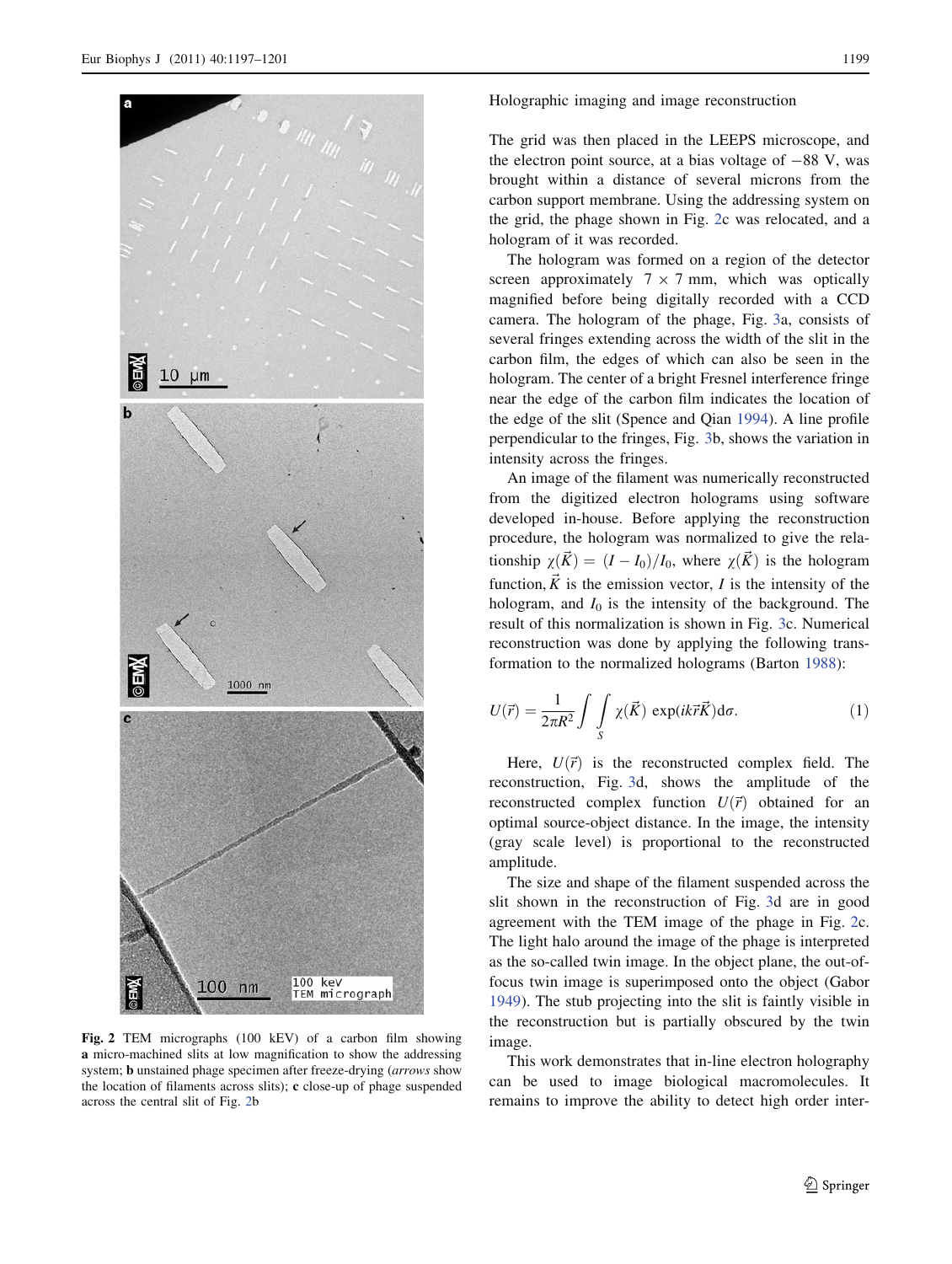Fig. 2 TEM micrographs (100 kEV) of a carbon film showing **a** micro-machined slits at low magnification to show the addressing system; **b** unstained phage specimen after freeze-drying (*arrows* show the location of filaments across slits); **c** close-up of phage suspended across the central slit of Fig. 2b

Holographic imaging and image reconstruction

The grid was then placed in the LEEPS microscope, and the electron point source, at a bias voltage of −88 V, was brought within a distance of several microns from the carbon support membrane. Using the addressing system on the grid, the phage shown in Fig. 2c was relocated, and a hologram of it was recorded.

The hologram was formed on a region of the detector screen approximately 7 × 7 mm, which was optically magnified before being digitally recorded with a CCD camera. The hologram of the phage, Fig. 3a, consists of several fringes extending across the width of the slit in the carbon film, the edges of which can also be seen in the hologram. The center of a bright Fresnel interference fringe near the edge of the carbon film indicates the location of the edge of the slit (Spence and Qian 1994). A line profile perpendicular to the fringes, Fig. 3b, shows the variation in intensity across the fringes.

An image of the filament was numerically reconstructed from the digitized electron holograms using software developed in-house. Before applying the reconstruction procedure, the hologram was normalized to give the relationship $\chi(\vec{K}) = (I - I_0)/I_0$, where $\chi(\vec{K})$ is the hologram function, $\vec{K}$ is the emission vector, $I$ is the intensity of the hologram, and $I_0$ is the intensity of the background. The result of this normalization is shown in Fig. 3c. Numerical reconstruction was done by applying the following transformation to the normalized holograms (Barton 1988):

$$U(\vec{r}) = \frac{1}{2\pi R^2} \int \int_S \chi(\vec{K}) \exp(ik\vec{r}\vec{K}) \mathrm{d}\sigma. \tag{1}$$

Here, $U(\vec{r})$ is the reconstructed complex field. The reconstruction, Fig. 3d, shows the amplitude of the reconstructed complex function $U(\vec{r})$ obtained for an optimal source-object distance. In the image, the intensity (gray scale level) is proportional to the reconstructed amplitude.

The size and shape of the filament suspended across the slit shown in the reconstruction of Fig. 3d are in good agreement with the TEM image of the phage in Fig. 2c. The light halo around the image of the phage is interpreted as the so-called twin image. In the object plane, the out-of-focus twin image is superimposed onto the object (Gabor 1949). The stub projecting into the slit is faintly visible in the reconstruction but is partially obscured by the twin image.

This work demonstrates that in-line electron holography can be used to image biological macromolecules. It remains to improve the ability to detect high order inter-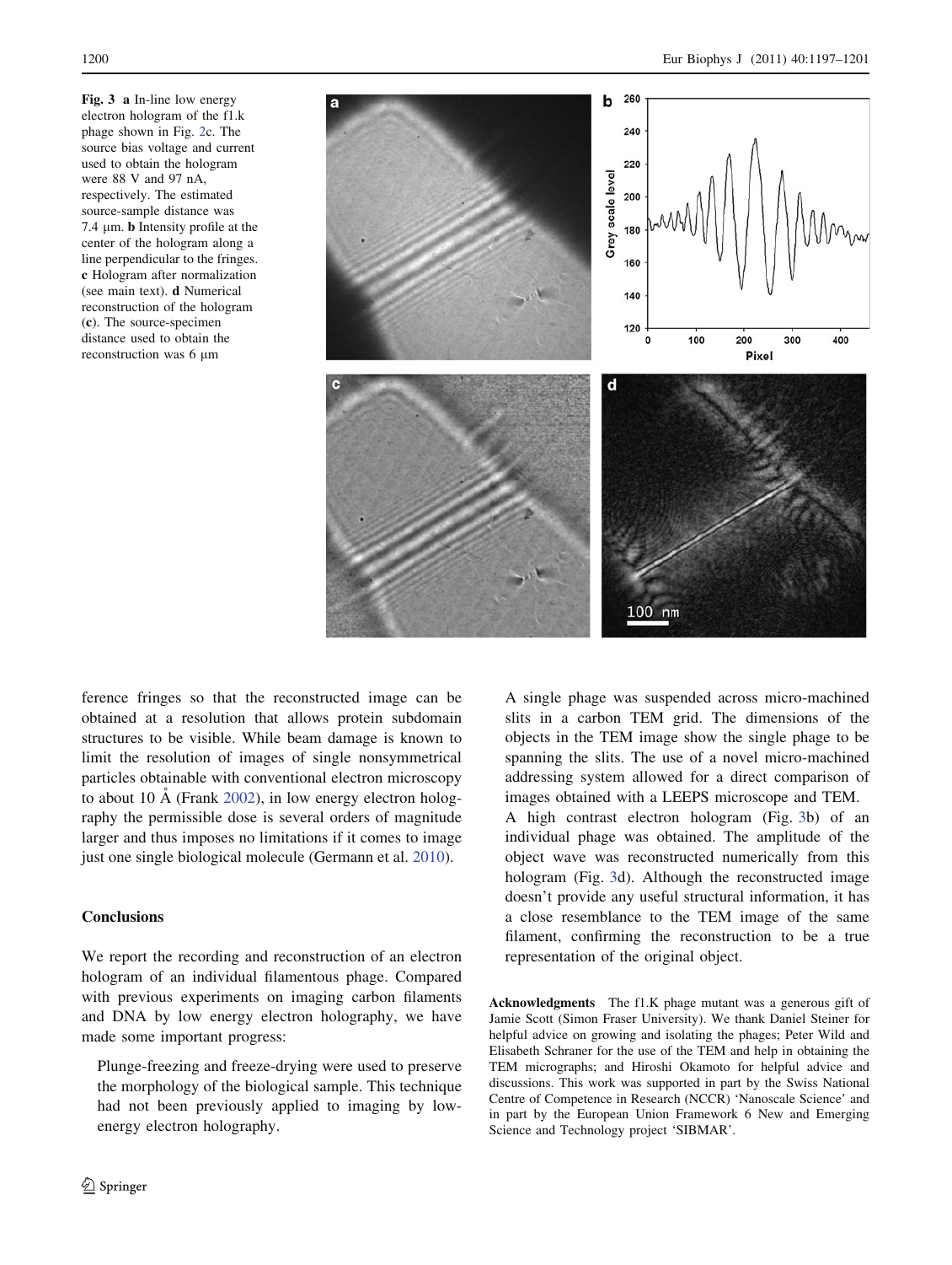**Fig. 3** **a** In-line low energy electron hologram of the f1.k phage shown in Fig. 2c. The source bias voltage and current used to obtain the hologram were 88 V and 97 nA, respectively. The estimated source-sample distance was 7.4 μm. **b** Intensity profile at the center of the hologram along a line perpendicular to the fringes. **c** Hologram after normalization (see main text). **d** Numerical reconstruction of the hologram (**c**). The source-specimen distance used to obtain the reconstruction was 6 μm

ference fringes so that the reconstructed image can be obtained at a resolution that allows protein subdomain structures to be visible. While beam damage is known to limit the resolution of images of single nonsymmetrical particles obtainable with conventional electron microscopy to about 10 Å (Frank 2002), in low energy electron holography the permissible dose is several orders of magnitude larger and thus imposes no limitations if it comes to image just one single biological molecule (Germann et al. 2010).

## Conclusions

We report the recording and reconstruction of an electron hologram of an individual filamentous phage. Compared with previous experiments on imaging carbon filaments and DNA by low energy electron holography, we have made some important progress:

Plunge-freezing and freeze-drying were used to preserve the morphology of the biological sample. This technique had not been previously applied to imaging by low-energy electron holography.

A single phage was suspended across micro-machined slits in a carbon TEM grid. The dimensions of the objects in the TEM image show the single phage to be spanning the slits. The use of a novel micro-machined addressing system allowed for a direct comparison of images obtained with a LEEPS microscope and TEM.

A high contrast electron hologram (Fig. 3b) of an individual phage was obtained. The amplitude of the object wave was reconstructed numerically from this hologram (Fig. 3d). Although the reconstructed image doesn't provide any useful structural information, it has a close resemblance to the TEM image of the same filament, confirming the reconstruction to be a true representation of the original object.

**Acknowledgments** The f1.K phage mutant was a generous gift of Jamie Scott (Simon Fraser University). We thank Daniel Steiner for helpful advice on growing and isolating the phages; Peter Wild and Elisabeth Schraner for the use of the TEM and help in obtaining the TEM micrographs; and Hiroshi Okamoto for helpful advice and discussions. This work was supported in part by the Swiss National Centre of Competence in Research (NCCR) 'Nanoscale Science' and in part by the European Union Framework 6 New and Emerging Science and Technology project 'SIBMAR'.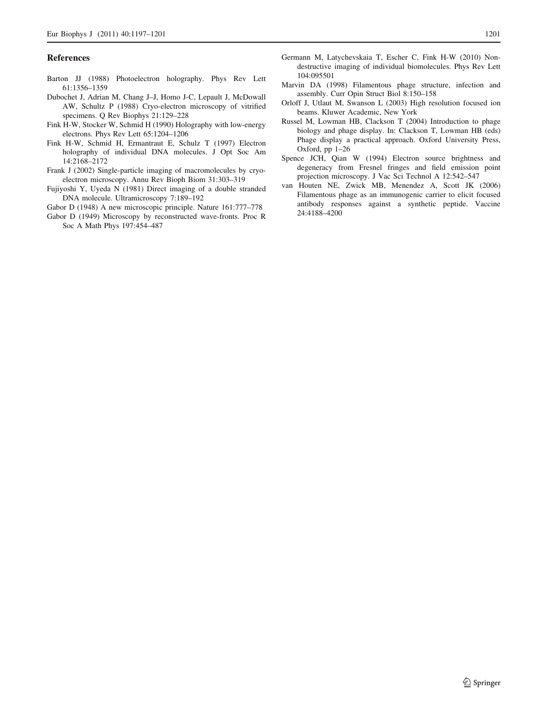## References

Barton JJ (1988) Photoelectron holography. Phys Rev Lett 61:1356–1359

Dubochet J, Adrian M, Chang J–J, Homo J-C, Lepault J, McDowall AW, Schultz P (1988) Cryo-electron microscopy of vitrified specimens. Q Rev Biophys 21:129–228

Fink H-W, Stocker W, Schmid H (1990) Holography with low-energy electrons. Phys Rev Lett 65:1204–1206

Fink H-W, Schmid H, Ermantraut E, Schulz T (1997) Electron holography of individual DNA molecules. J Opt Soc Am 14:2168–2172

Frank J (2002) Single-particle imaging of macromolecules by cryo-electron microscopy. Annu Rev Bioph Biom 31:303–319

Fujiyoshi Y, Uyeda N (1981) Direct imaging of a double stranded DNA molecule. Ultramicroscopy 7:189–192

Gabor D (1948) A new microscopic principle. Nature 161:777–778

Gabor D (1949) Microscopy by reconstructed wave-fronts. Proc R Soc A Math Phys 197:454–487

Germann M, Latychevskaia T, Escher C, Fink H-W (2010) Non-destructive imaging of individual biomolecules. Phys Rev Lett 104:095501

Marvin DA (1998) Filamentous phage structure, infection and assembly. Curr Opin Struct Biol 8:150–158

Orloff J, Utlaut M, Swanson L (2003) High resolution focused ion beams. Kluwer Academic, New York

Russel M, Lowman HB, Clackson T (2004) Introduction to phage biology and phage display. In: Clackson T, Lowman HB (eds) Phage display a practical approach. Oxford University Press, Oxford, pp 1–26

Spence JCH, Qian W (1994) Electron source brightness and degeneracy from Fresnel fringes and field emission point projection microscopy. J Vac Sci Technol A 12:542–547

van Houten NE, Zwick MB, Menendez A, Scott JK (2006) Filamentous phage as an immunogenic carrier to elicit focused antibody responses against a synthetic peptide. Vaccine 24:4188–4200